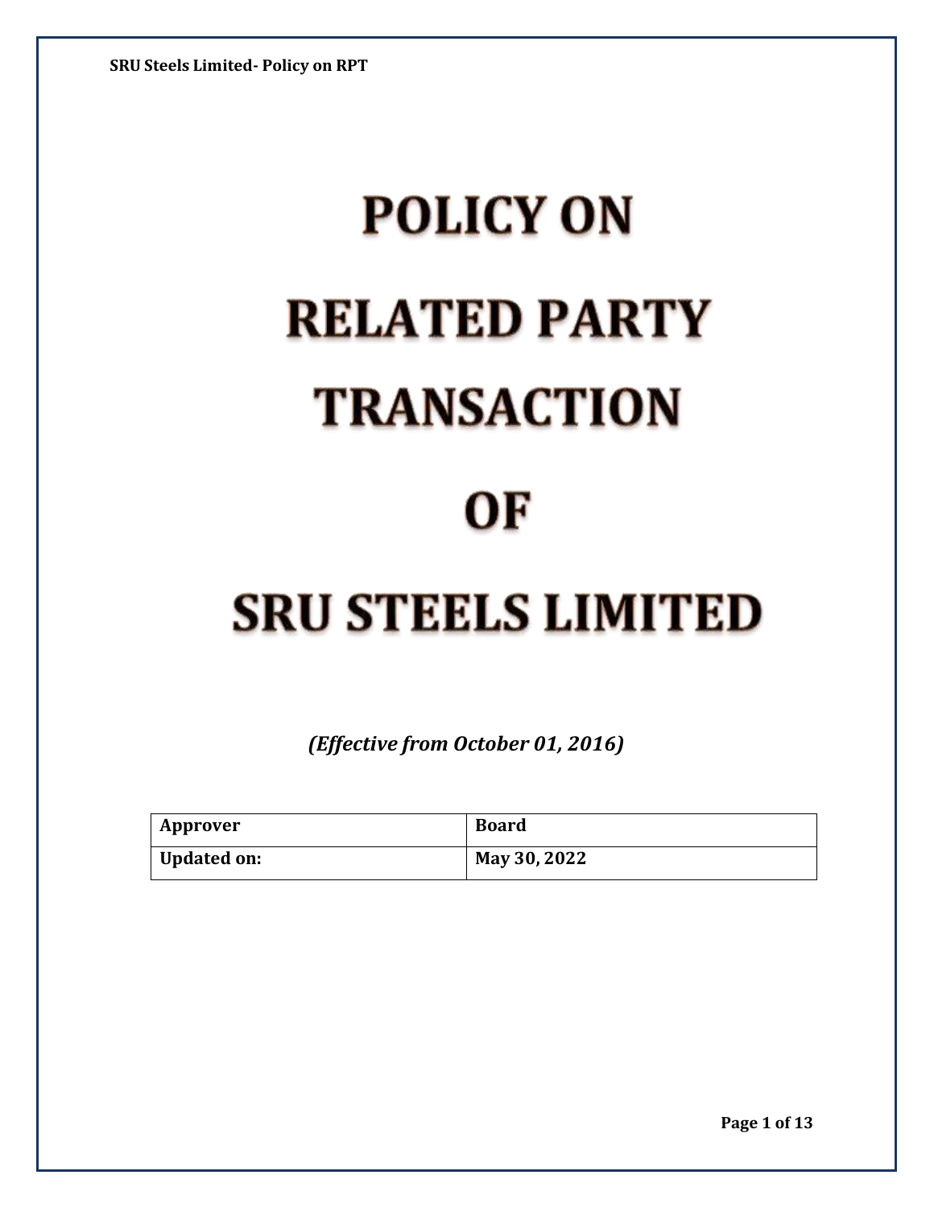# POLICY ON RELATED PARTY TRANSACTION OF SRU STEELS LIMITED

*(Effective from October 01, 2016)*

| Approver | Board |
| --- | --- |
| Updated on: | May 30, 2022 |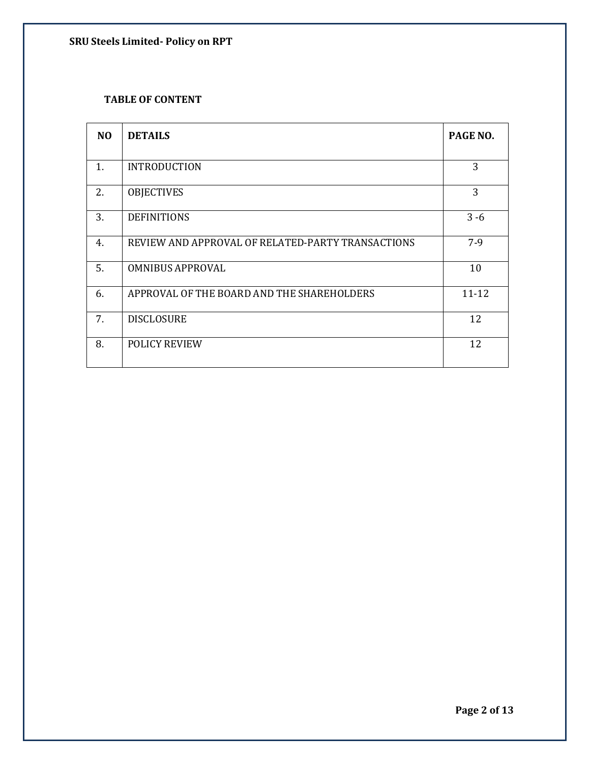**TABLE OF CONTENT**

| NO | DETAILS | PAGE NO. |
|---|---|---|
| 1. | INTRODUCTION | 3 |
| 2. | OBJECTIVES | 3 |
| 3. | DEFINITIONS | 3 -6 |
| 4. | REVIEW AND APPROVAL OF RELATED-PARTY TRANSACTIONS | 7-9 |
| 5. | OMNIBUS APPROVAL | 10 |
| 6. | APPROVAL OF THE BOARD AND THE SHAREHOLDERS | 11-12 |
| 7. | DISCLOSURE | 12 |
| 8. | POLICY REVIEW | 12 |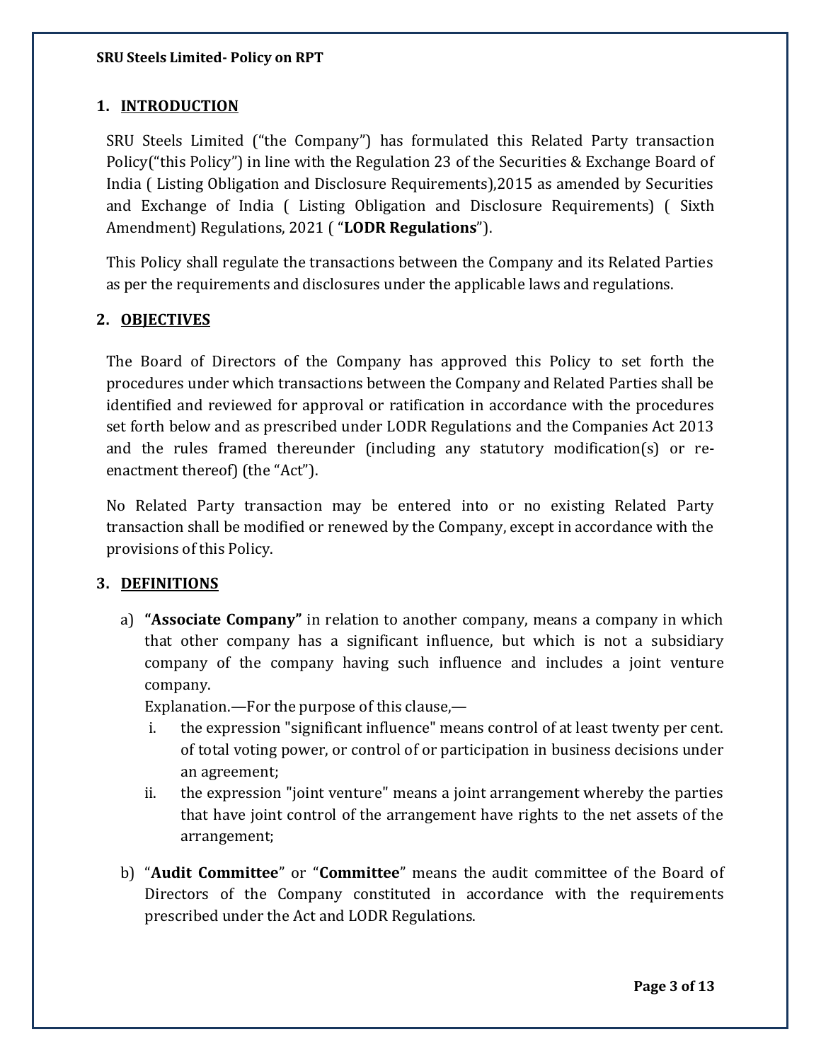## 1. INTRODUCTION

SRU Steels Limited ("the Company") has formulated this Related Party transaction Policy("this Policy") in line with the Regulation 23 of the Securities & Exchange Board of India ( Listing Obligation and Disclosure Requirements),2015 as amended by Securities and Exchange of India ( Listing Obligation and Disclosure Requirements) ( Sixth Amendment) Regulations, 2021 ( "**LODR Regulations**").

This Policy shall regulate the transactions between the Company and its Related Parties as per the requirements and disclosures under the applicable laws and regulations.

## 2. OBJECTIVES

The Board of Directors of the Company has approved this Policy to set forth the procedures under which transactions between the Company and Related Parties shall be identified and reviewed for approval or ratification in accordance with the procedures set forth below and as prescribed under LODR Regulations and the Companies Act 2013 and the rules framed thereunder (including any statutory modification(s) or re-enactment thereof) (the "Act").

No Related Party transaction may be entered into or no existing Related Party transaction shall be modified or renewed by the Company, except in accordance with the provisions of this Policy.

## 3. DEFINITIONS

a) **"Associate Company"** in relation to another company, means a company in which that other company has a significant influence, but which is not a subsidiary company of the company having such influence and includes a joint venture company.

   Explanation.—For the purpose of this clause,—

   i. the expression "significant influence" means control of at least twenty per cent. of total voting power, or control of or participation in business decisions under an agreement;

   ii. the expression "joint venture" means a joint arrangement whereby the parties that have joint control of the arrangement have rights to the net assets of the arrangement;

b) "**Audit Committee**" or "**Committee**" means the audit committee of the Board of Directors of the Company constituted in accordance with the requirements prescribed under the Act and LODR Regulations.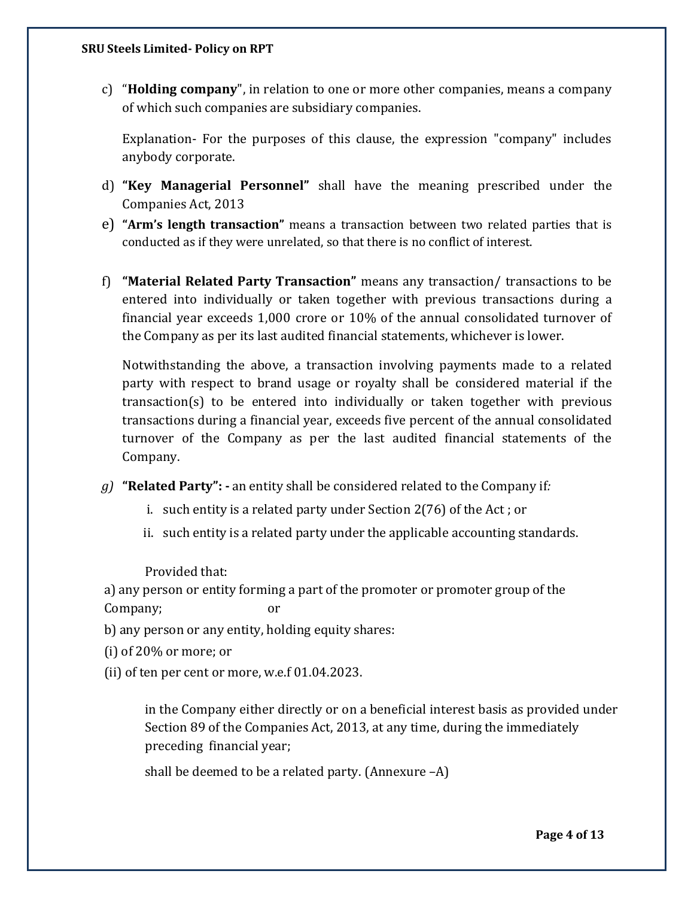c) "**Holding company**", in relation to one or more other companies, means a company of which such companies are subsidiary companies.

   Explanation- For the purposes of this clause, the expression "company" includes anybody corporate.

d) **"Key Managerial Personnel"** shall have the meaning prescribed under the Companies Act, 2013

e) **"Arm's length transaction"** means a transaction between two related parties that is conducted as if they were unrelated, so that there is no conflict of interest.

f) **"Material Related Party Transaction"** means any transaction/ transactions to be entered into individually or taken together with previous transactions during a financial year exceeds 1,000 crore or 10% of the annual consolidated turnover of the Company as per its last audited financial statements, whichever is lower.

   Notwithstanding the above, a transaction involving payments made to a related party with respect to brand usage or royalty shall be considered material if the transaction(s) to be entered into individually or taken together with previous transactions during a financial year, exceeds five percent of the annual consolidated turnover of the Company as per the last audited financial statements of the Company.

g) **"Related Party": -** an entity shall be considered related to the Company if*:*

   i. such entity is a related party under Section 2(76) of the Act ; or

   ii. such entity is a related party under the applicable accounting standards.

   Provided that:

a) any person or entity forming a part of the promoter or promoter group of the Company; or

b) any person or any entity, holding equity shares:

(i) of 20% or more; or

(ii) of ten per cent or more, w.e.f 01.04.2023.

   in the Company either directly or on a beneficial interest basis as provided under Section 89 of the Companies Act, 2013, at any time, during the immediately preceding financial year;

   shall be deemed to be a related party. (Annexure –A)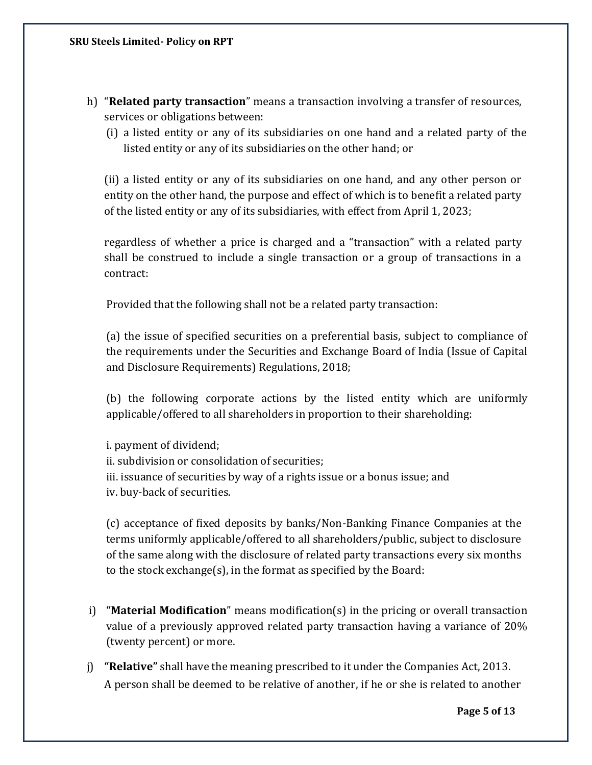h) "**Related party transaction**" means a transaction involving a transfer of resources, services or obligations between:

   (i) a listed entity or any of its subsidiaries on one hand and a related party of the listed entity or any of its subsidiaries on the other hand; or

   (ii) a listed entity or any of its subsidiaries on one hand, and any other person or entity on the other hand, the purpose and effect of which is to benefit a related party of the listed entity or any of its subsidiaries, with effect from April 1, 2023;

   regardless of whether a price is charged and a "transaction" with a related party shall be construed to include a single transaction or a group of transactions in a contract:

   Provided that the following shall not be a related party transaction:

   (a) the issue of specified securities on a preferential basis, subject to compliance of the requirements under the Securities and Exchange Board of India (Issue of Capital and Disclosure Requirements) Regulations, 2018;

   (b) the following corporate actions by the listed entity which are uniformly applicable/offered to all shareholders in proportion to their shareholding:

   i. payment of dividend;
   ii. subdivision or consolidation of securities;
   iii. issuance of securities by way of a rights issue or a bonus issue; and
   iv. buy-back of securities.

   (c) acceptance of fixed deposits by banks/Non-Banking Finance Companies at the terms uniformly applicable/offered to all shareholders/public, subject to disclosure of the same along with the disclosure of related party transactions every six months to the stock exchange(s), in the format as specified by the Board:

i) "**Material Modification**" means modification(s) in the pricing or overall transaction value of a previously approved related party transaction having a variance of 20% (twenty percent) or more.

j) **"Relative"** shall have the meaning prescribed to it under the Companies Act, 2013. A person shall be deemed to be relative of another, if he or she is related to another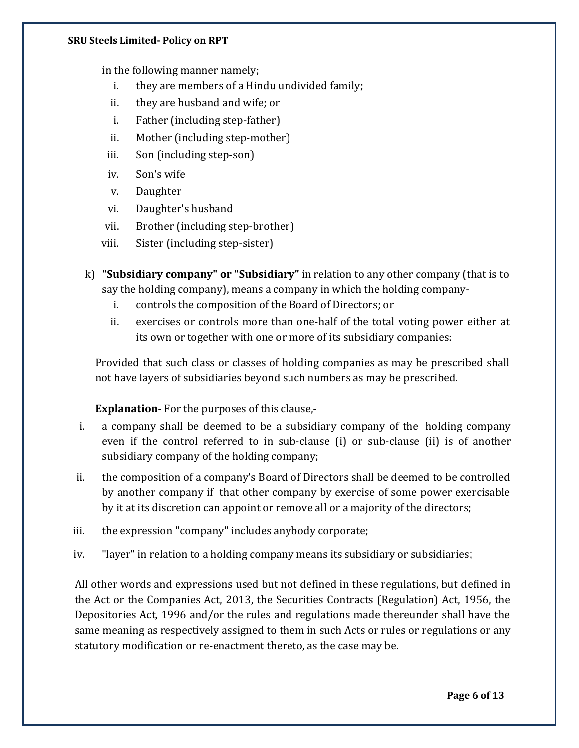in the following manner namely;

i. they are members of a Hindu undivided family;
ii. they are husband and wife; or
i. Father (including step-father)
ii. Mother (including step-mother)
iii. Son (including step-son)
iv. Son's wife
v. Daughter
vi. Daughter's husband
vii. Brother (including step-brother)
viii. Sister (including step-sister)

k) **"Subsidiary company" or "Subsidiary"** in relation to any other company (that is to say the holding company), means a company in which the holding company-

i. controls the composition of the Board of Directors; or
ii. exercises or controls more than one-half of the total voting power either at its own or together with one or more of its subsidiary companies:

Provided that such class or classes of holding companies as may be prescribed shall not have layers of subsidiaries beyond such numbers as may be prescribed.

**Explanation**- For the purposes of this clause,-

i. a company shall be deemed to be a subsidiary company of the holding company even if the control referred to in sub-clause (i) or sub-clause (ii) is of another subsidiary company of the holding company;
ii. the composition of a company's Board of Directors shall be deemed to be controlled by another company if that other company by exercise of some power exercisable by it at its discretion can appoint or remove all or a majority of the directors;
iii. the expression "company" includes anybody corporate;
iv. "layer" in relation to a holding company means its subsidiary or subsidiaries;

All other words and expressions used but not defined in these regulations, but defined in the Act or the Companies Act, 2013, the Securities Contracts (Regulation) Act, 1956, the Depositories Act, 1996 and/or the rules and regulations made thereunder shall have the same meaning as respectively assigned to them in such Acts or rules or regulations or any statutory modification or re-enactment thereto, as the case may be.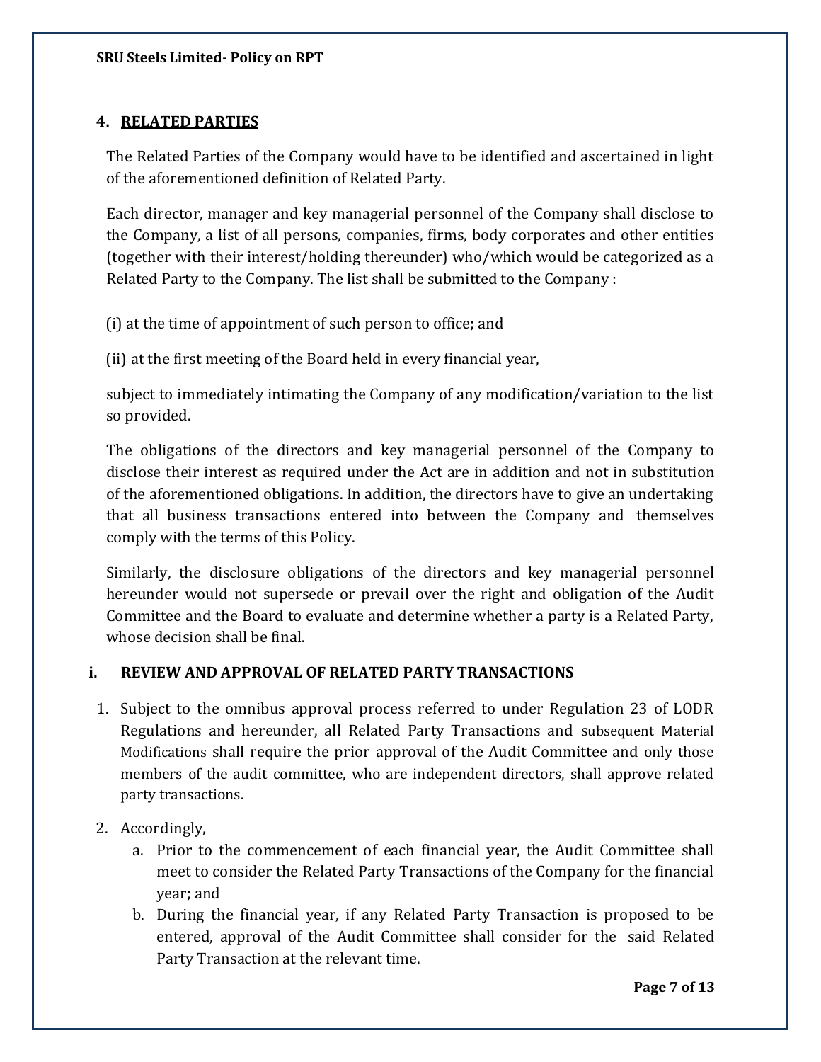## 4. RELATED PARTIES

The Related Parties of the Company would have to be identified and ascertained in light of the aforementioned definition of Related Party.

Each director, manager and key managerial personnel of the Company shall disclose to the Company, a list of all persons, companies, firms, body corporates and other entities (together with their interest/holding thereunder) who/which would be categorized as a Related Party to the Company. The list shall be submitted to the Company :

(i) at the time of appointment of such person to office; and

(ii) at the first meeting of the Board held in every financial year,

subject to immediately intimating the Company of any modification/variation to the list so provided.

The obligations of the directors and key managerial personnel of the Company to disclose their interest as required under the Act are in addition and not in substitution of the aforementioned obligations. In addition, the directors have to give an undertaking that all business transactions entered into between the Company and themselves comply with the terms of this Policy.

Similarly, the disclosure obligations of the directors and key managerial personnel hereunder would not supersede or prevail over the right and obligation of the Audit Committee and the Board to evaluate and determine whether a party is a Related Party, whose decision shall be final.

### i. REVIEW AND APPROVAL OF RELATED PARTY TRANSACTIONS

1. Subject to the omnibus approval process referred to under Regulation 23 of LODR Regulations and hereunder, all Related Party Transactions and subsequent Material Modifications shall require the prior approval of the Audit Committee and only those members of the audit committee, who are independent directors, shall approve related party transactions.
2. Accordingly,
   a. Prior to the commencement of each financial year, the Audit Committee shall meet to consider the Related Party Transactions of the Company for the financial year; and
   b. During the financial year, if any Related Party Transaction is proposed to be entered, approval of the Audit Committee shall consider for the said Related Party Transaction at the relevant time.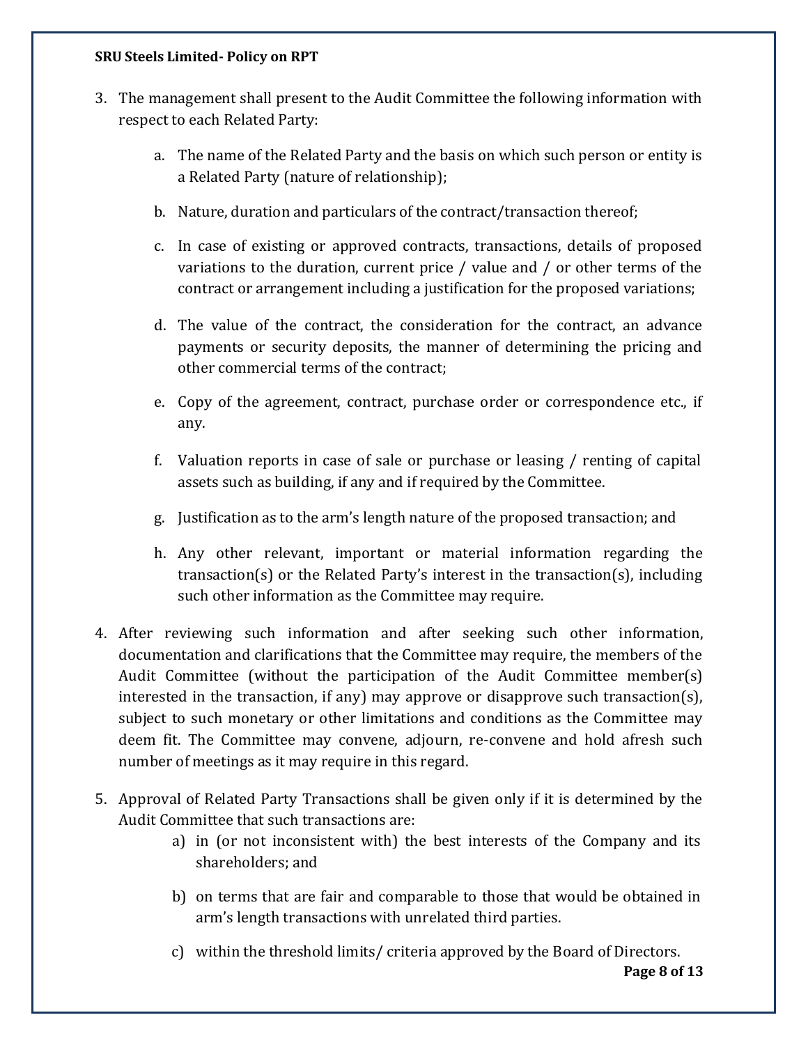3. The management shall present to the Audit Committee the following information with respect to each Related Party:

    a. The name of the Related Party and the basis on which such person or entity is a Related Party (nature of relationship);

    b. Nature, duration and particulars of the contract/transaction thereof;

    c. In case of existing or approved contracts, transactions, details of proposed variations to the duration, current price / value and / or other terms of the contract or arrangement including a justification for the proposed variations;

    d. The value of the contract, the consideration for the contract, an advance payments or security deposits, the manner of determining the pricing and other commercial terms of the contract;

    e. Copy of the agreement, contract, purchase order or correspondence etc., if any.

    f. Valuation reports in case of sale or purchase or leasing / renting of capital assets such as building, if any and if required by the Committee.

    g. Justification as to the arm's length nature of the proposed transaction; and

    h. Any other relevant, important or material information regarding the transaction(s) or the Related Party's interest in the transaction(s), including such other information as the Committee may require.

4. After reviewing such information and after seeking such other information, documentation and clarifications that the Committee may require, the members of the Audit Committee (without the participation of the Audit Committee member(s) interested in the transaction, if any) may approve or disapprove such transaction(s), subject to such monetary or other limitations and conditions as the Committee may deem fit. The Committee may convene, adjourn, re-convene and hold afresh such number of meetings as it may require in this regard.

5. Approval of Related Party Transactions shall be given only if it is determined by the Audit Committee that such transactions are:

    a) in (or not inconsistent with) the best interests of the Company and its shareholders; and

    b) on terms that are fair and comparable to those that would be obtained in arm's length transactions with unrelated third parties.

    c) within the threshold limits/ criteria approved by the Board of Directors.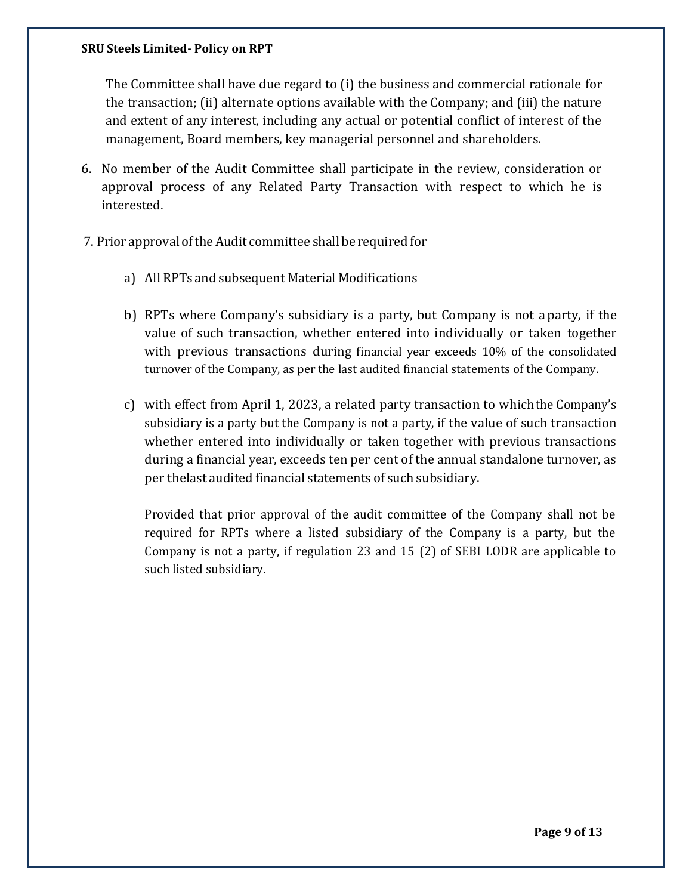The Committee shall have due regard to (i) the business and commercial rationale for the transaction; (ii) alternate options available with the Company; and (iii) the nature and extent of any interest, including any actual or potential conflict of interest of the management, Board members, key managerial personnel and shareholders.

6. No member of the Audit Committee shall participate in the review, consideration or approval process of any Related Party Transaction with respect to which he is interested.

7. Prior approval of the Audit committee shall be required for

   a) All RPTs and subsequent Material Modifications

   b) RPTs where Company's subsidiary is a party, but Company is not a party, if the value of such transaction, whether entered into individually or taken together with previous transactions during financial year exceeds 10% of the consolidated turnover of the Company, as per the last audited financial statements of the Company.

   c) with effect from April 1, 2023, a related party transaction to which the Company's subsidiary is a party but the Company is not a party, if the value of such transaction whether entered into individually or taken together with previous transactions during a financial year, exceeds ten per cent of the annual standalone turnover, as per the last audited financial statements of such subsidiary.

   Provided that prior approval of the audit committee of the Company shall not be required for RPTs where a listed subsidiary of the Company is a party, but the Company is not a party, if regulation 23 and 15 (2) of SEBI LODR are applicable to such listed subsidiary.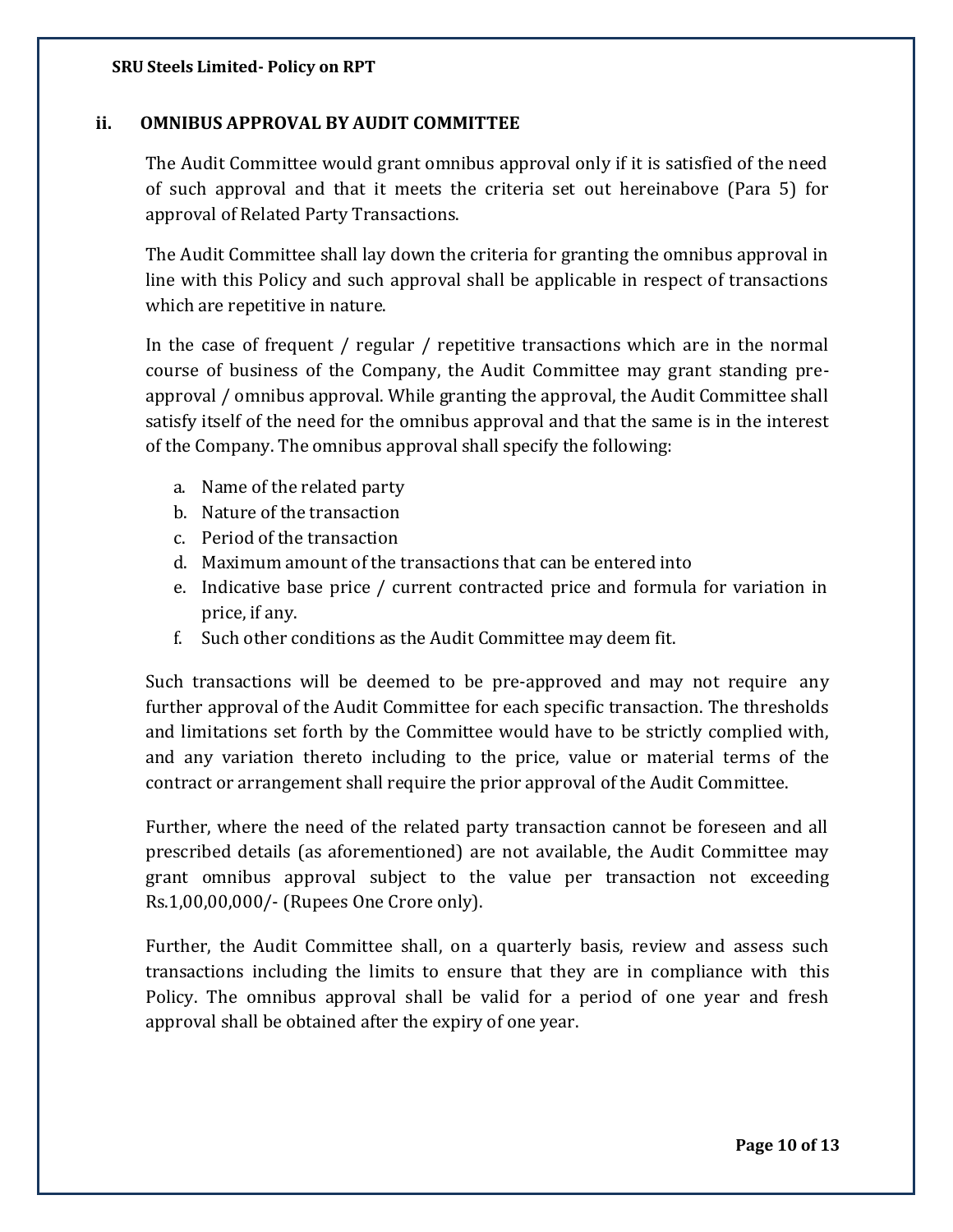### ii. OMNIBUS APPROVAL BY AUDIT COMMITTEE

The Audit Committee would grant omnibus approval only if it is satisfied of the need of such approval and that it meets the criteria set out hereinabove (Para 5) for approval of Related Party Transactions.

The Audit Committee shall lay down the criteria for granting the omnibus approval in line with this Policy and such approval shall be applicable in respect of transactions which are repetitive in nature.

In the case of frequent / regular / repetitive transactions which are in the normal course of business of the Company, the Audit Committee may grant standing pre-approval / omnibus approval. While granting the approval, the Audit Committee shall satisfy itself of the need for the omnibus approval and that the same is in the interest of the Company. The omnibus approval shall specify the following:

a. Name of the related party
b. Nature of the transaction
c. Period of the transaction
d. Maximum amount of the transactions that can be entered into
e. Indicative base price / current contracted price and formula for variation in price, if any.
f. Such other conditions as the Audit Committee may deem fit.

Such transactions will be deemed to be pre-approved and may not require any further approval of the Audit Committee for each specific transaction. The thresholds and limitations set forth by the Committee would have to be strictly complied with, and any variation thereto including to the price, value or material terms of the contract or arrangement shall require the prior approval of the Audit Committee.

Further, where the need of the related party transaction cannot be foreseen and all prescribed details (as aforementioned) are not available, the Audit Committee may grant omnibus approval subject to the value per transaction not exceeding Rs.1,00,00,000/- (Rupees One Crore only).

Further, the Audit Committee shall, on a quarterly basis, review and assess such transactions including the limits to ensure that they are in compliance with this Policy. The omnibus approval shall be valid for a period of one year and fresh approval shall be obtained after the expiry of one year.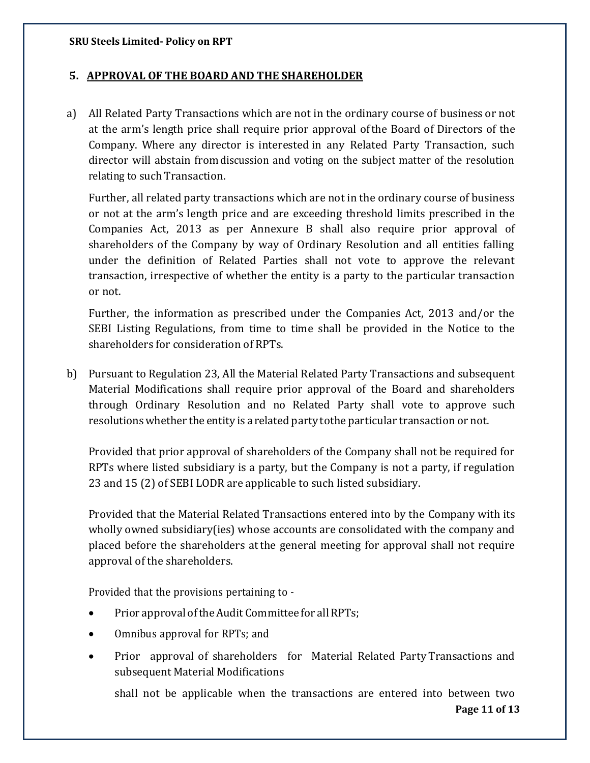## 5. APPROVAL OF THE BOARD AND THE SHAREHOLDER

a) All Related Party Transactions which are not in the ordinary course of business or not at the arm's length price shall require prior approval of the Board of Directors of the Company. Where any director is interested in any Related Party Transaction, such director will abstain from discussion and voting on the subject matter of the resolution relating to such Transaction.

   Further, all related party transactions which are not in the ordinary course of business or not at the arm's length price and are exceeding threshold limits prescribed in the Companies Act, 2013 as per Annexure B shall also require prior approval of shareholders of the Company by way of Ordinary Resolution and all entities falling under the definition of Related Parties shall not vote to approve the relevant transaction, irrespective of whether the entity is a party to the particular transaction or not.

   Further, the information as prescribed under the Companies Act, 2013 and/or the SEBI Listing Regulations, from time to time shall be provided in the Notice to the shareholders for consideration of RPTs.

b) Pursuant to Regulation 23, All the Material Related Party Transactions and subsequent Material Modifications shall require prior approval of the Board and shareholders through Ordinary Resolution and no Related Party shall vote to approve such resolutions whether the entity is a related party tothe particular transaction or not.

   Provided that prior approval of shareholders of the Company shall not be required for RPTs where listed subsidiary is a party, but the Company is not a party, if regulation 23 and 15 (2) of SEBI LODR are applicable to such listed subsidiary.

   Provided that the Material Related Transactions entered into by the Company with its wholly owned subsidiary(ies) whose accounts are consolidated with the company and placed before the shareholders at the general meeting for approval shall not require approval of the shareholders.

   Provided that the provisions pertaining to -

   - Prior approval of the Audit Committee for all RPTs;
   - Omnibus approval for RPTs; and
   - Prior approval of shareholders for Material Related Party Transactions and subsequent Material Modifications

   shall not be applicable when the transactions are entered into between two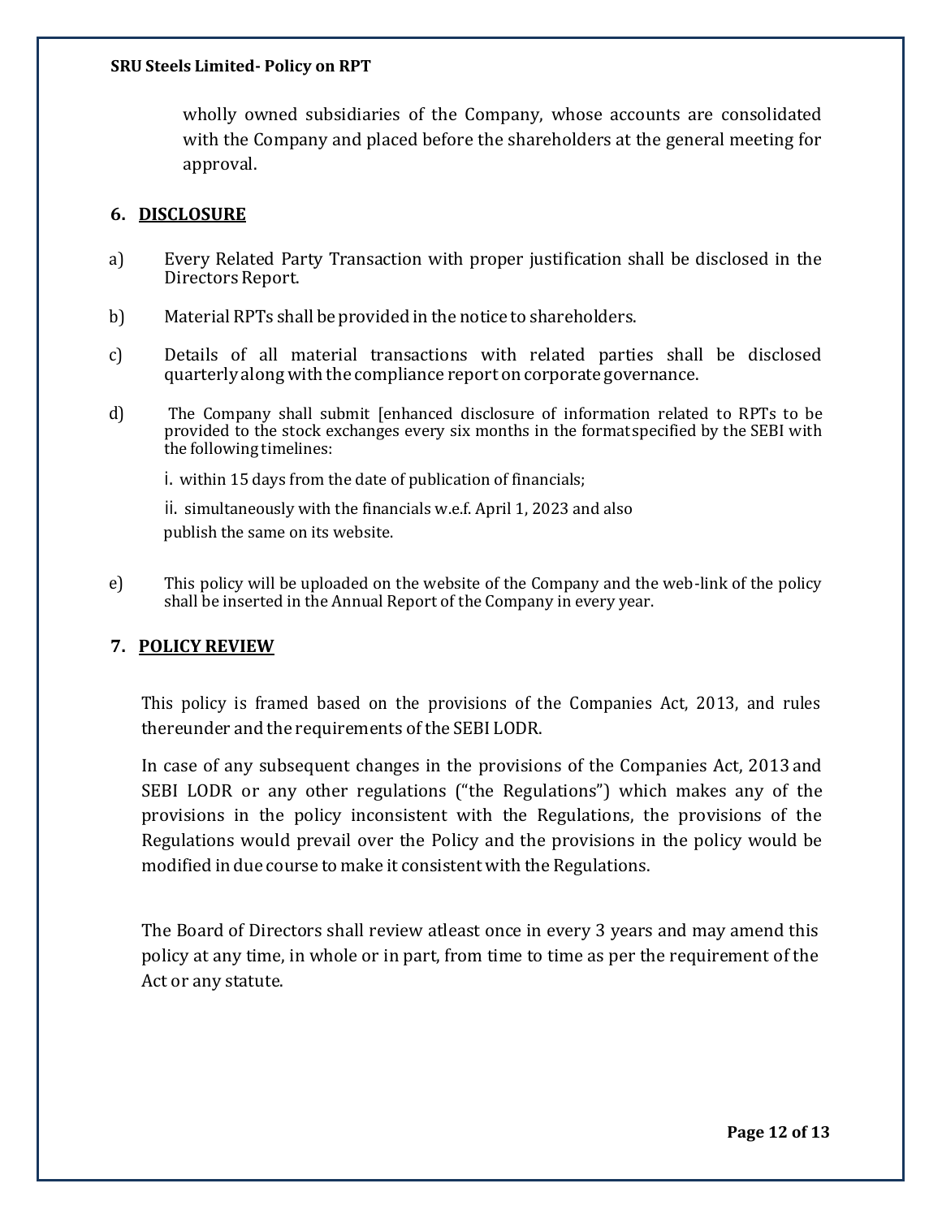wholly owned subsidiaries of the Company, whose accounts are consolidated with the Company and placed before the shareholders at the general meeting for approval.

## 6. DISCLOSURE

a) Every Related Party Transaction with proper justification shall be disclosed in the Directors Report.

b) Material RPTs shall be provided in the notice to shareholders.

c) Details of all material transactions with related parties shall be disclosed quarterly along with the compliance report on corporate governance.

d) The Company shall submit [enhanced disclosure of information related to RPTs to be provided to the stock exchanges every six months in the format specified by the SEBI with the following timelines:

i. within 15 days from the date of publication of financials;

ii. simultaneously with the financials w.e.f. April 1, 2023 and also publish the same on its website.

e) This policy will be uploaded on the website of the Company and the web-link of the policy shall be inserted in the Annual Report of the Company in every year.

## 7. POLICY REVIEW

This policy is framed based on the provisions of the Companies Act, 2013, and rules thereunder and the requirements of the SEBI LODR.

In case of any subsequent changes in the provisions of the Companies Act, 2013 and SEBI LODR or any other regulations ("the Regulations") which makes any of the provisions in the policy inconsistent with the Regulations, the provisions of the Regulations would prevail over the Policy and the provisions in the policy would be modified in due course to make it consistent with the Regulations.

The Board of Directors shall review atleast once in every 3 years and may amend this policy at any time, in whole or in part, from time to time as per the requirement of the Act or any statute.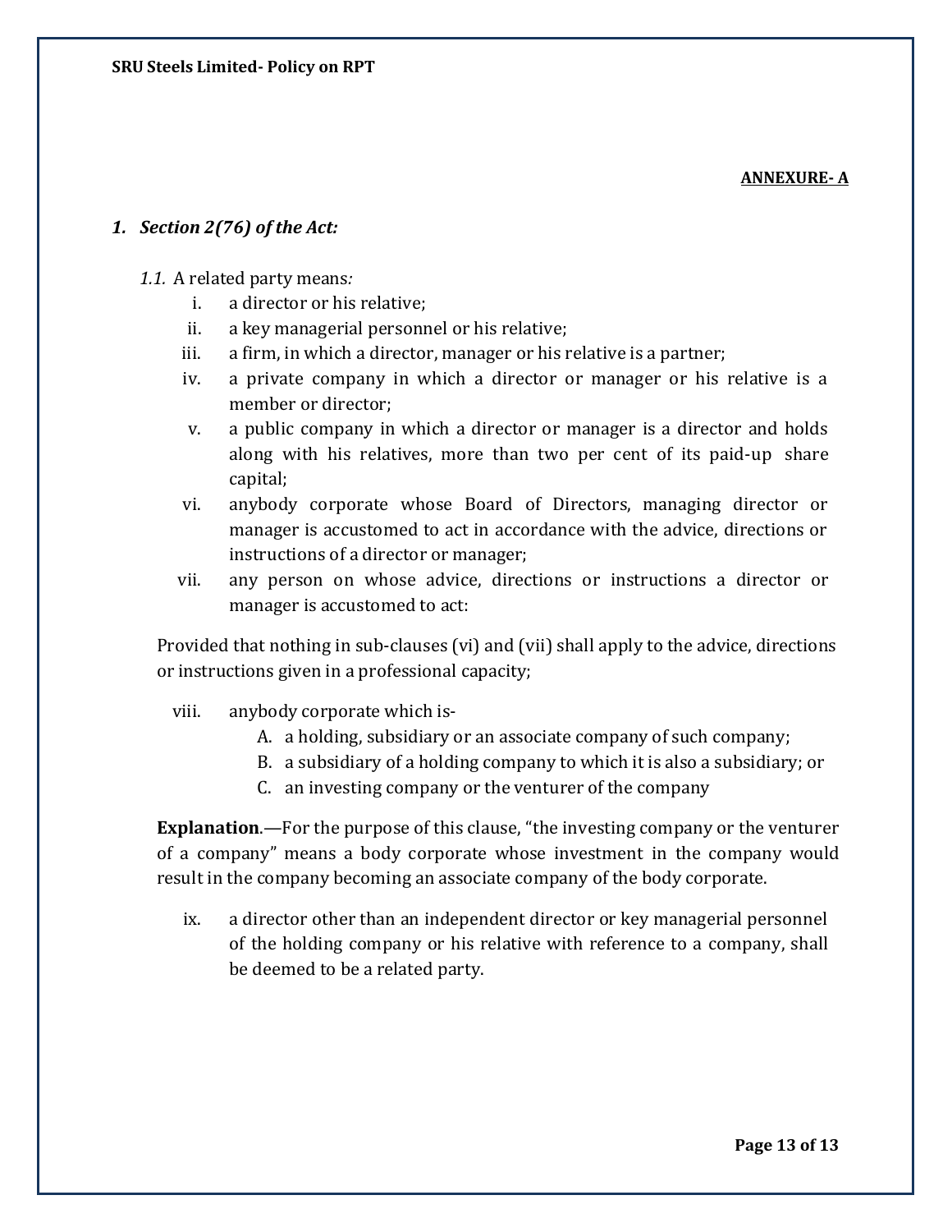**ANNEXURE- A**

## 1. *Section 2(76) of the Act:*

*1.1.* A related party means*:*

i. a director or his relative;

ii. a key managerial personnel or his relative;

iii. a firm, in which a director, manager or his relative is a partner;

iv. a private company in which a director or manager or his relative is a member or director;

v. a public company in which a director or manager is a director and holds along with his relatives, more than two per cent of its paid-up share capital;

vi. anybody corporate whose Board of Directors, managing director or manager is accustomed to act in accordance with the advice, directions or instructions of a director or manager;

vii. any person on whose advice, directions or instructions a director or manager is accustomed to act:

Provided that nothing in sub-clauses (vi) and (vii) shall apply to the advice, directions or instructions given in a professional capacity;

viii. anybody corporate which is-

A. a holding, subsidiary or an associate company of such company;
B. a subsidiary of a holding company to which it is also a subsidiary; or
C. an investing company or the venturer of the company

**Explanation**.—For the purpose of this clause, "the investing company or the venturer of a company" means a body corporate whose investment in the company would result in the company becoming an associate company of the body corporate.

ix. a director other than an independent director or key managerial personnel of the holding company or his relative with reference to a company, shall be deemed to be a related party.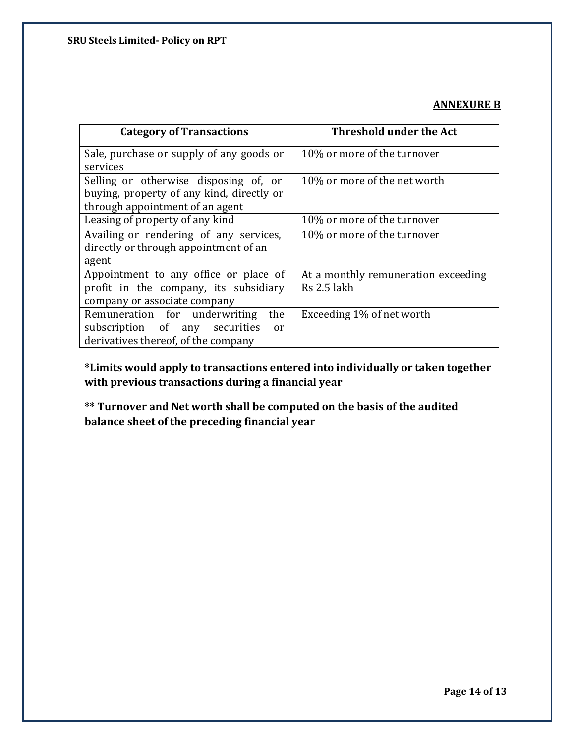## ANNEXURE B

| Category of Transactions | Threshold under the Act |
|---|---|
| Sale, purchase or supply of any goods or services | 10% or more of the turnover |
| Selling or otherwise disposing of, or buying, property of any kind, directly or through appointment of an agent | 10% or more of the net worth |
| Leasing of property of any kind | 10% or more of the turnover |
| Availing or rendering of any services, directly or through appointment of an agent | 10% or more of the turnover |
| Appointment to any office or place of profit in the company, its subsidiary company or associate company | At a monthly remuneration exceeding Rs 2.5 lakh |
| Remuneration for underwriting the subscription of any securities or derivatives thereof, of the company | Exceeding 1% of net worth |

***Limits would apply to transactions entered into individually or taken together with previous transactions during a financial year**

**** Turnover and Net worth shall be computed on the basis of the audited balance sheet of the preceding financial year**